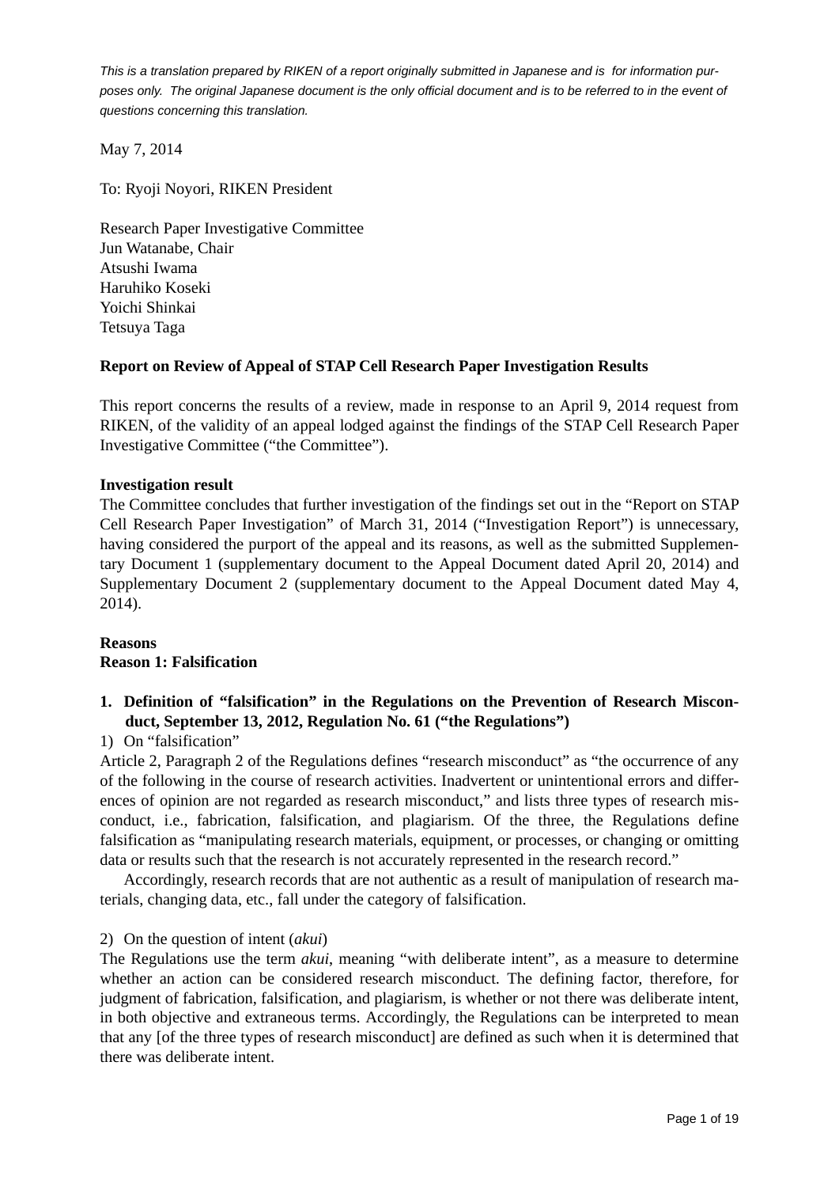*This is a translation prepared by RIKEN of a report originally submitted in Japanese and is for information purposes only. The original Japanese document is the only official document and is to be referred to in the event of questions concerning this translation.*

May 7, 2014

To: Ryoji Noyori, RIKEN President

Research Paper Investigative Committee
Jun Watanabe, Chair
Atsushi Iwama
Haruhiko Koseki
Yoichi Shinkai
Tetsuya Taga

**Report on Review of Appeal of STAP Cell Research Paper Investigation Results**

This report concerns the results of a review, made in response to an April 9, 2014 request from RIKEN, of the validity of an appeal lodged against the findings of the STAP Cell Research Paper Investigative Committee ("the Committee").

**Investigation result**

The Committee concludes that further investigation of the findings set out in the "Report on STAP Cell Research Paper Investigation" of March 31, 2014 ("Investigation Report") is unnecessary, having considered the purport of the appeal and its reasons, as well as the submitted Supplementary Document 1 (supplementary document to the Appeal Document dated April 20, 2014) and Supplementary Document 2 (supplementary document to the Appeal Document dated May 4, 2014).

**Reasons**

**Reason 1: Falsification**

1. **Definition of "falsification" in the Regulations on the Prevention of Research Misconduct, September 13, 2012, Regulation No. 61 ("the Regulations")**

1) On "falsification"

Article 2, Paragraph 2 of the Regulations defines "research misconduct" as "the occurrence of any of the following in the course of research activities. Inadvertent or unintentional errors and differences of opinion are not regarded as research misconduct," and lists three types of research misconduct, i.e., fabrication, falsification, and plagiarism. Of the three, the Regulations define falsification as "manipulating research materials, equipment, or processes, or changing or omitting data or results such that the research is not accurately represented in the research record."

Accordingly, research records that are not authentic as a result of manipulation of research materials, changing data, etc., fall under the category of falsification.

2) On the question of intent (*akui*)

The Regulations use the term *akui*, meaning "with deliberate intent", as a measure to determine whether an action can be considered research misconduct. The defining factor, therefore, for judgment of fabrication, falsification, and plagiarism, is whether or not there was deliberate intent, in both objective and extraneous terms. Accordingly, the Regulations can be interpreted to mean that any [of the three types of research misconduct] are defined as such when it is determined that there was deliberate intent.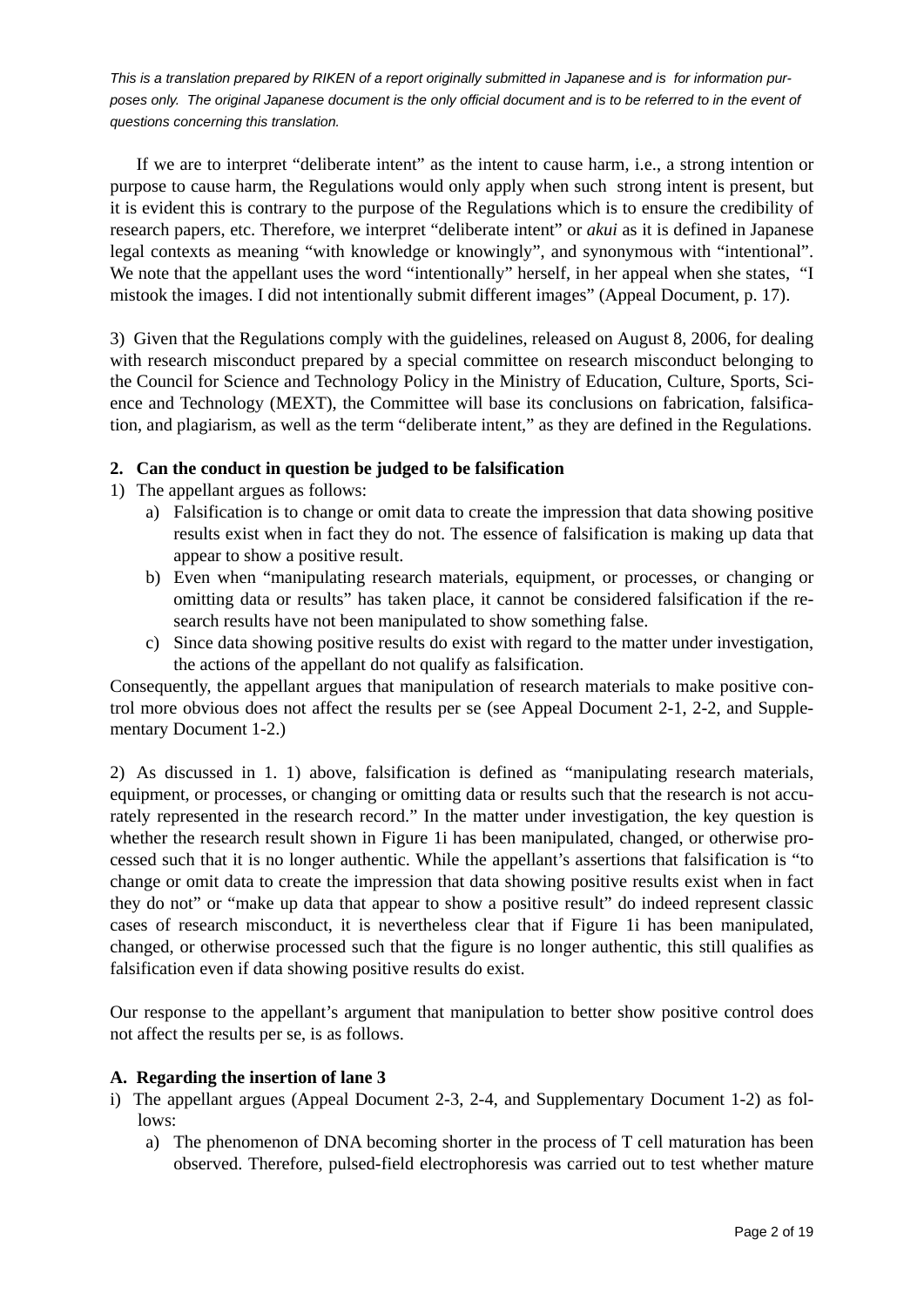*This is a translation prepared by RIKEN of a report originally submitted in Japanese and is for information purposes only. The original Japanese document is the only official document and is to be referred to in the event of questions concerning this translation.*

If we are to interpret "deliberate intent" as the intent to cause harm, i.e., a strong intention or purpose to cause harm, the Regulations would only apply when such strong intent is present, but it is evident this is contrary to the purpose of the Regulations which is to ensure the credibility of research papers, etc. Therefore, we interpret "deliberate intent" or *akui* as it is defined in Japanese legal contexts as meaning "with knowledge or knowingly", and synonymous with "intentional". We note that the appellant uses the word "intentionally" herself, in her appeal when she states, "I mistook the images. I did not intentionally submit different images" (Appeal Document, p. 17).

3) Given that the Regulations comply with the guidelines, released on August 8, 2006, for dealing with research misconduct prepared by a special committee on research misconduct belonging to the Council for Science and Technology Policy in the Ministry of Education, Culture, Sports, Science and Technology (MEXT), the Committee will base its conclusions on fabrication, falsification, and plagiarism, as well as the term "deliberate intent," as they are defined in the Regulations.

**2. Can the conduct in question be judged to be falsification**

1) The appellant argues as follows:
   a) Falsification is to change or omit data to create the impression that data showing positive results exist when in fact they do not. The essence of falsification is making up data that appear to show a positive result.
   b) Even when "manipulating research materials, equipment, or processes, or changing or omitting data or results" has taken place, it cannot be considered falsification if the research results have not been manipulated to show something false.
   c) Since data showing positive results do exist with regard to the matter under investigation, the actions of the appellant do not qualify as falsification.

Consequently, the appellant argues that manipulation of research materials to make positive control more obvious does not affect the results per se (see Appeal Document 2-1, 2-2, and Supplementary Document 1-2.)

2) As discussed in 1. 1) above, falsification is defined as "manipulating research materials, equipment, or processes, or changing or omitting data or results such that the research is not accurately represented in the research record." In the matter under investigation, the key question is whether the research result shown in Figure 1i has been manipulated, changed, or otherwise processed such that it is no longer authentic. While the appellant's assertions that falsification is "to change or omit data to create the impression that data showing positive results exist when in fact they do not" or "make up data that appear to show a positive result" do indeed represent classic cases of research misconduct, it is nevertheless clear that if Figure 1i has been manipulated, changed, or otherwise processed such that the figure is no longer authentic, this still qualifies as falsification even if data showing positive results do exist.

Our response to the appellant's argument that manipulation to better show positive control does not affect the results per se, is as follows.

**A. Regarding the insertion of lane 3**

i) The appellant argues (Appeal Document 2-3, 2-4, and Supplementary Document 1-2) as follows:
   a) The phenomenon of DNA becoming shorter in the process of T cell maturation has been observed. Therefore, pulsed-field electrophoresis was carried out to test whether mature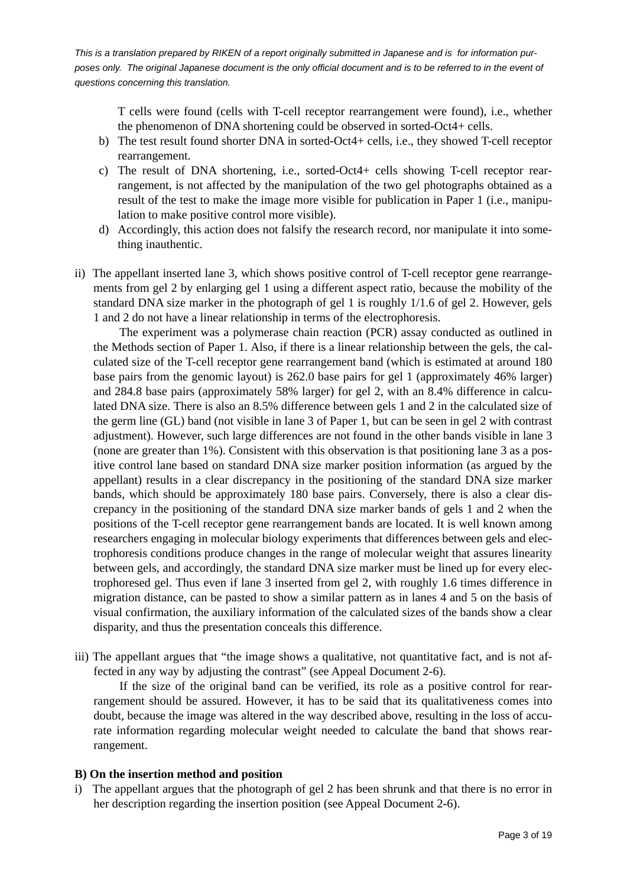*This is a translation prepared by RIKEN of a report originally submitted in Japanese and is for information purposes only. The original Japanese document is the only official document and is to be referred to in the event of questions concerning this translation.*

T cells were found (cells with T-cell receptor rearrangement were found), i.e., whether the phenomenon of DNA shortening could be observed in sorted-Oct4+ cells.

b) The test result found shorter DNA in sorted-Oct4+ cells, i.e., they showed T-cell receptor rearrangement.

c) The result of DNA shortening, i.e., sorted-Oct4+ cells showing T-cell receptor rearrangement, is not affected by the manipulation of the two gel photographs obtained as a result of the test to make the image more visible for publication in Paper 1 (i.e., manipulation to make positive control more visible).

d) Accordingly, this action does not falsify the research record, nor manipulate it into something inauthentic.

ii) The appellant inserted lane 3, which shows positive control of T-cell receptor gene rearrangements from gel 2 by enlarging gel 1 using a different aspect ratio, because the mobility of the standard DNA size marker in the photograph of gel 1 is roughly 1/1.6 of gel 2. However, gels 1 and 2 do not have a linear relationship in terms of the electrophoresis.

The experiment was a polymerase chain reaction (PCR) assay conducted as outlined in the Methods section of Paper 1. Also, if there is a linear relationship between the gels, the calculated size of the T-cell receptor gene rearrangement band (which is estimated at around 180 base pairs from the genomic layout) is 262.0 base pairs for gel 1 (approximately 46% larger) and 284.8 base pairs (approximately 58% larger) for gel 2, with an 8.4% difference in calculated DNA size. There is also an 8.5% difference between gels 1 and 2 in the calculated size of the germ line (GL) band (not visible in lane 3 of Paper 1, but can be seen in gel 2 with contrast adjustment). However, such large differences are not found in the other bands visible in lane 3 (none are greater than 1%). Consistent with this observation is that positioning lane 3 as a positive control lane based on standard DNA size marker position information (as argued by the appellant) results in a clear discrepancy in the positioning of the standard DNA size marker bands, which should be approximately 180 base pairs. Conversely, there is also a clear discrepancy in the positioning of the standard DNA size marker bands of gels 1 and 2 when the positions of the T-cell receptor gene rearrangement bands are located. It is well known among researchers engaging in molecular biology experiments that differences between gels and electrophoresis conditions produce changes in the range of molecular weight that assures linearity between gels, and accordingly, the standard DNA size marker must be lined up for every electrophoresed gel. Thus even if lane 3 inserted from gel 2, with roughly 1.6 times difference in migration distance, can be pasted to show a similar pattern as in lanes 4 and 5 on the basis of visual confirmation, the auxiliary information of the calculated sizes of the bands show a clear disparity, and thus the presentation conceals this difference.

iii) The appellant argues that "the image shows a qualitative, not quantitative fact, and is not affected in any way by adjusting the contrast" (see Appeal Document 2-6).

If the size of the original band can be verified, its role as a positive control for rearrangement should be assured. However, it has to be said that its qualitativeness comes into doubt, because the image was altered in the way described above, resulting in the loss of accurate information regarding molecular weight needed to calculate the band that shows rearrangement.

**B) On the insertion method and position**

i) The appellant argues that the photograph of gel 2 has been shrunk and that there is no error in her description regarding the insertion position (see Appeal Document 2-6).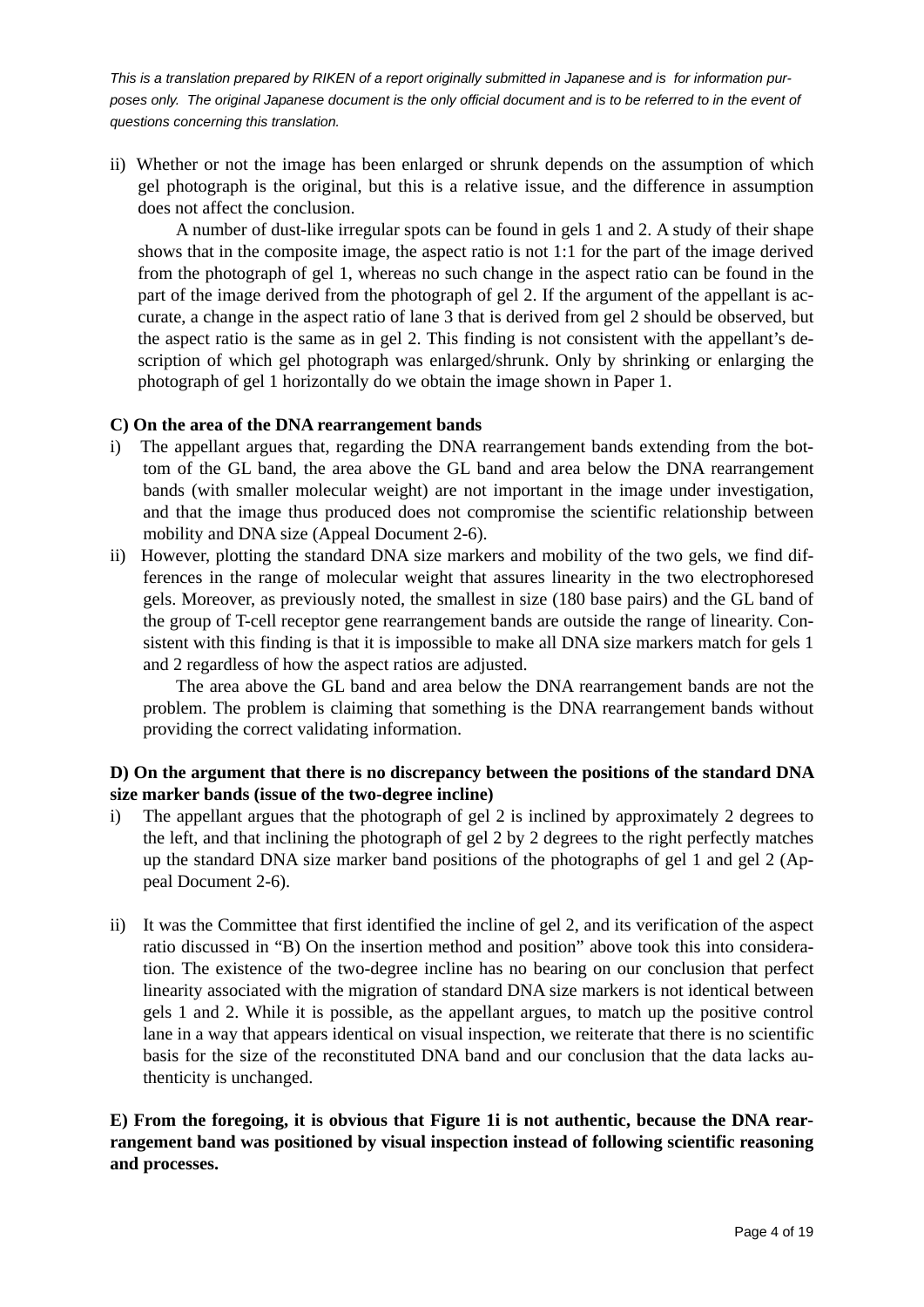*This is a translation prepared by RIKEN of a report originally submitted in Japanese and is for information purposes only. The original Japanese document is the only official document and is to be referred to in the event of questions concerning this translation.*

ii) Whether or not the image has been enlarged or shrunk depends on the assumption of which gel photograph is the original, but this is a relative issue, and the difference in assumption does not affect the conclusion.

A number of dust-like irregular spots can be found in gels 1 and 2. A study of their shape shows that in the composite image, the aspect ratio is not 1:1 for the part of the image derived from the photograph of gel 1, whereas no such change in the aspect ratio can be found in the part of the image derived from the photograph of gel 2. If the argument of the appellant is accurate, a change in the aspect ratio of lane 3 that is derived from gel 2 should be observed, but the aspect ratio is the same as in gel 2. This finding is not consistent with the appellant's description of which gel photograph was enlarged/shrunk. Only by shrinking or enlarging the photograph of gel 1 horizontally do we obtain the image shown in Paper 1.

**C) On the area of the DNA rearrangement bands**

i) The appellant argues that, regarding the DNA rearrangement bands extending from the bottom of the GL band, the area above the GL band and area below the DNA rearrangement bands (with smaller molecular weight) are not important in the image under investigation, and that the image thus produced does not compromise the scientific relationship between mobility and DNA size (Appeal Document 2-6).

ii) However, plotting the standard DNA size markers and mobility of the two gels, we find differences in the range of molecular weight that assures linearity in the two electrophoresed gels. Moreover, as previously noted, the smallest in size (180 base pairs) and the GL band of the group of T-cell receptor gene rearrangement bands are outside the range of linearity. Consistent with this finding is that it is impossible to make all DNA size markers match for gels 1 and 2 regardless of how the aspect ratios are adjusted.

The area above the GL band and area below the DNA rearrangement bands are not the problem. The problem is claiming that something is the DNA rearrangement bands without providing the correct validating information.

**D) On the argument that there is no discrepancy between the positions of the standard DNA size marker bands (issue of the two-degree incline)**

i) The appellant argues that the photograph of gel 2 is inclined by approximately 2 degrees to the left, and that inclining the photograph of gel 2 by 2 degrees to the right perfectly matches up the standard DNA size marker band positions of the photographs of gel 1 and gel 2 (Appeal Document 2-6).

ii) It was the Committee that first identified the incline of gel 2, and its verification of the aspect ratio discussed in "B) On the insertion method and position" above took this into consideration. The existence of the two-degree incline has no bearing on our conclusion that perfect linearity associated with the migration of standard DNA size markers is not identical between gels 1 and 2. While it is possible, as the appellant argues, to match up the positive control lane in a way that appears identical on visual inspection, we reiterate that there is no scientific basis for the size of the reconstituted DNA band and our conclusion that the data lacks authenticity is unchanged.

**E) From the foregoing, it is obvious that Figure 1i is not authentic, because the DNA rearrangement band was positioned by visual inspection instead of following scientific reasoning and processes.**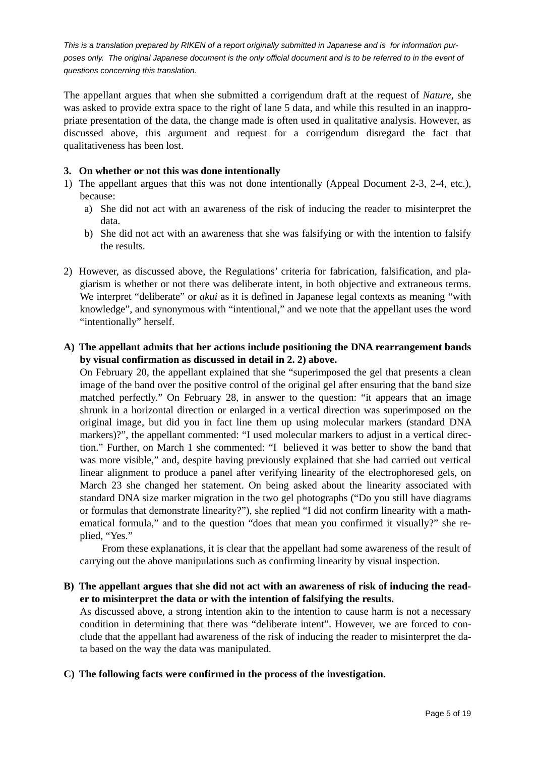*This is a translation prepared by RIKEN of a report originally submitted in Japanese and is for information purposes only. The original Japanese document is the only official document and is to be referred to in the event of questions concerning this translation.*

The appellant argues that when she submitted a corrigendum draft at the request of *Nature*, she was asked to provide extra space to the right of lane 5 data, and while this resulted in an inappropriate presentation of the data, the change made is often used in qualitative analysis. However, as discussed above, this argument and request for a corrigendum disregard the fact that qualitativeness has been lost.

**3. On whether or not this was done intentionally**

1) The appellant argues that this was not done intentionally (Appeal Document 2-3, 2-4, etc.), because:
   a) She did not act with an awareness of the risk of inducing the reader to misinterpret the data.
   b) She did not act with an awareness that she was falsifying or with the intention to falsify the results.

2) However, as discussed above, the Regulations' criteria for fabrication, falsification, and plagiarism is whether or not there was deliberate intent, in both objective and extraneous terms. We interpret "deliberate" or *akui* as it is defined in Japanese legal contexts as meaning "with knowledge", and synonymous with "intentional," and we note that the appellant uses the word "intentionally" herself.

**A) The appellant admits that her actions include positioning the DNA rearrangement bands by visual confirmation as discussed in detail in 2. 2) above.**

On February 20, the appellant explained that she "superimposed the gel that presents a clean image of the band over the positive control of the original gel after ensuring that the band size matched perfectly." On February 28, in answer to the question: "it appears that an image shrunk in a horizontal direction or enlarged in a vertical direction was superimposed on the original image, but did you in fact line them up using molecular markers (standard DNA markers)?", the appellant commented: "I used molecular markers to adjust in a vertical direction." Further, on March 1 she commented: "I believed it was better to show the band that was more visible," and, despite having previously explained that she had carried out vertical linear alignment to produce a panel after verifying linearity of the electrophoresed gels, on March 23 she changed her statement. On being asked about the linearity associated with standard DNA size marker migration in the two gel photographs ("Do you still have diagrams or formulas that demonstrate linearity?"), she replied "I did not confirm linearity with a mathematical formula," and to the question "does that mean you confirmed it visually?" she replied, "Yes."

From these explanations, it is clear that the appellant had some awareness of the result of carrying out the above manipulations such as confirming linearity by visual inspection.

**B) The appellant argues that she did not act with an awareness of risk of inducing the reader to misinterpret the data or with the intention of falsifying the results.**

As discussed above, a strong intention akin to the intention to cause harm is not a necessary condition in determining that there was "deliberate intent". However, we are forced to conclude that the appellant had awareness of the risk of inducing the reader to misinterpret the data based on the way the data was manipulated.

**C) The following facts were confirmed in the process of the investigation.**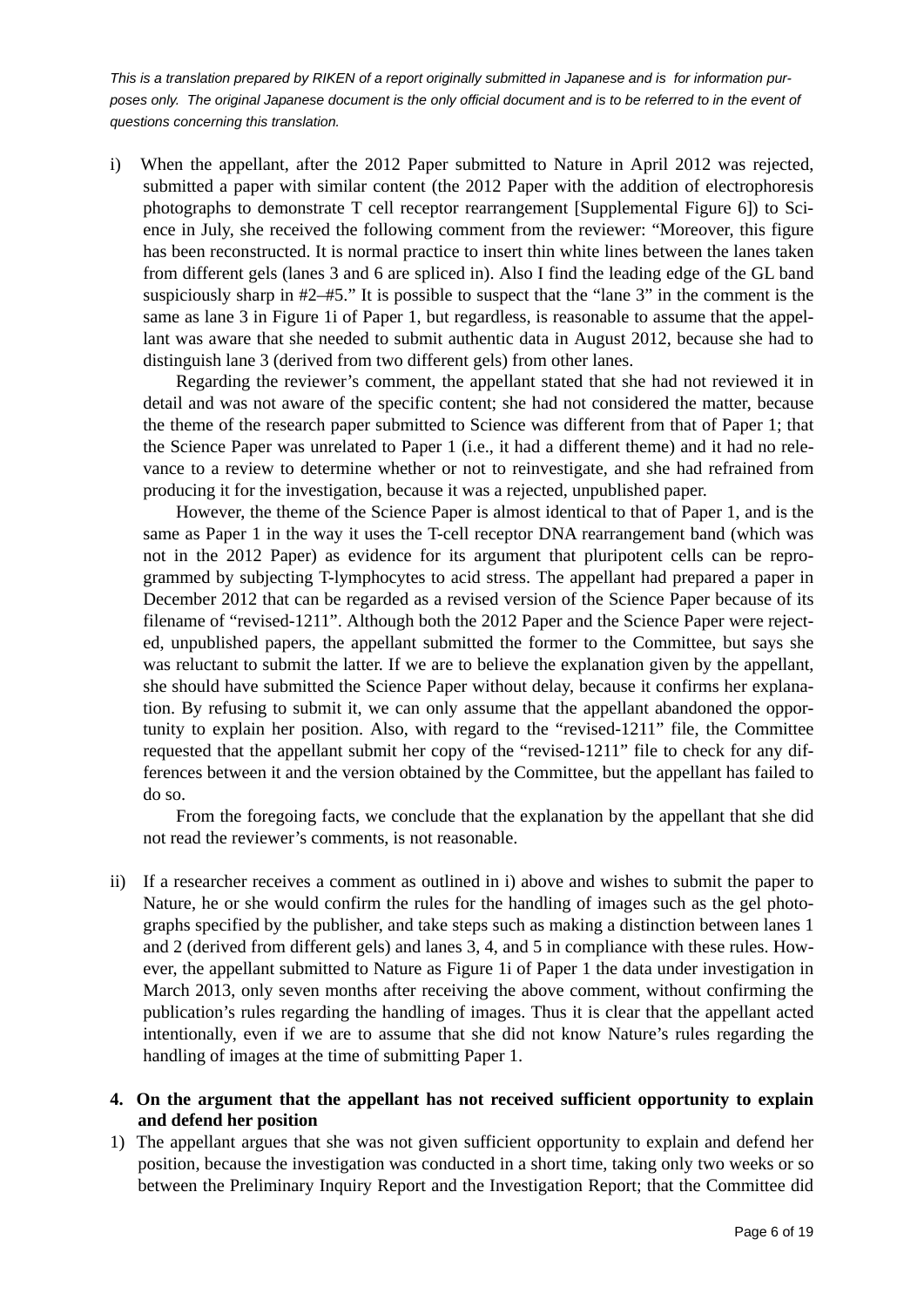*This is a translation prepared by RIKEN of a report originally submitted in Japanese and is for information purposes only. The original Japanese document is the only official document and is to be referred to in the event of questions concerning this translation.*

i) When the appellant, after the 2012 Paper submitted to Nature in April 2012 was rejected, submitted a paper with similar content (the 2012 Paper with the addition of electrophoresis photographs to demonstrate T cell receptor rearrangement [Supplemental Figure 6]) to Science in July, she received the following comment from the reviewer: "Moreover, this figure has been reconstructed. It is normal practice to insert thin white lines between the lanes taken from different gels (lanes 3 and 6 are spliced in). Also I find the leading edge of the GL band suspiciously sharp in #2–#5." It is possible to suspect that the "lane 3" in the comment is the same as lane 3 in Figure 1i of Paper 1, but regardless, is reasonable to assume that the appellant was aware that she needed to submit authentic data in August 2012, because she had to distinguish lane 3 (derived from two different gels) from other lanes.

   Regarding the reviewer's comment, the appellant stated that she had not reviewed it in detail and was not aware of the specific content; she had not considered the matter, because the theme of the research paper submitted to Science was different from that of Paper 1; that the Science Paper was unrelated to Paper 1 (i.e., it had a different theme) and it had no relevance to a review to determine whether or not to reinvestigate, and she had refrained from producing it for the investigation, because it was a rejected, unpublished paper.

   However, the theme of the Science Paper is almost identical to that of Paper 1, and is the same as Paper 1 in the way it uses the T-cell receptor DNA rearrangement band (which was not in the 2012 Paper) as evidence for its argument that pluripotent cells can be reprogrammed by subjecting T-lymphocytes to acid stress. The appellant had prepared a paper in December 2012 that can be regarded as a revised version of the Science Paper because of its filename of "revised-1211". Although both the 2012 Paper and the Science Paper were rejected, unpublished papers, the appellant submitted the former to the Committee, but says she was reluctant to submit the latter. If we are to believe the explanation given by the appellant, she should have submitted the Science Paper without delay, because it confirms her explanation. By refusing to submit it, we can only assume that the appellant abandoned the opportunity to explain her position. Also, with regard to the "revised-1211" file, the Committee requested that the appellant submit her copy of the "revised-1211" file to check for any differences between it and the version obtained by the Committee, but the appellant has failed to do so.

   From the foregoing facts, we conclude that the explanation by the appellant that she did not read the reviewer's comments, is not reasonable.

ii) If a researcher receives a comment as outlined in i) above and wishes to submit the paper to Nature, he or she would confirm the rules for the handling of images such as the gel photographs specified by the publisher, and take steps such as making a distinction between lanes 1 and 2 (derived from different gels) and lanes 3, 4, and 5 in compliance with these rules. However, the appellant submitted to Nature as Figure 1i of Paper 1 the data under investigation in March 2013, only seven months after receiving the above comment, without confirming the publication's rules regarding the handling of images. Thus it is clear that the appellant acted intentionally, even if we are to assume that she did not know Nature's rules regarding the handling of images at the time of submitting Paper 1.

**4. On the argument that the appellant has not received sufficient opportunity to explain and defend her position**

1) The appellant argues that she was not given sufficient opportunity to explain and defend her position, because the investigation was conducted in a short time, taking only two weeks or so between the Preliminary Inquiry Report and the Investigation Report; that the Committee did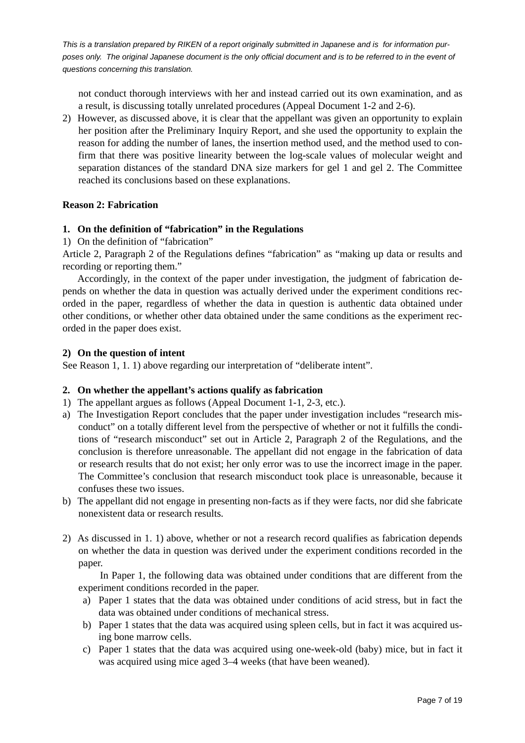*This is a translation prepared by RIKEN of a report originally submitted in Japanese and is for information purposes only. The original Japanese document is the only official document and is to be referred to in the event of questions concerning this translation.*

not conduct thorough interviews with her and instead carried out its own examination, and as a result, is discussing totally unrelated procedures (Appeal Document 1-2 and 2-6).

2) However, as discussed above, it is clear that the appellant was given an opportunity to explain her position after the Preliminary Inquiry Report, and she used the opportunity to explain the reason for adding the number of lanes, the insertion method used, and the method used to confirm that there was positive linearity between the log-scale values of molecular weight and separation distances of the standard DNA size markers for gel 1 and gel 2. The Committee reached its conclusions based on these explanations.

**Reason 2: Fabrication**

**1. On the definition of "fabrication" in the Regulations**

1) On the definition of "fabrication"

Article 2, Paragraph 2 of the Regulations defines "fabrication" as "making up data or results and recording or reporting them."

Accordingly, in the context of the paper under investigation, the judgment of fabrication depends on whether the data in question was actually derived under the experiment conditions recorded in the paper, regardless of whether the data in question is authentic data obtained under other conditions, or whether other data obtained under the same conditions as the experiment recorded in the paper does exist.

**2) On the question of intent**

See Reason 1, 1. 1) above regarding our interpretation of "deliberate intent".

**2. On whether the appellant's actions qualify as fabrication**

1) The appellant argues as follows (Appeal Document 1-1, 2-3, etc.).

a) The Investigation Report concludes that the paper under investigation includes "research misconduct" on a totally different level from the perspective of whether or not it fulfills the conditions of "research misconduct" set out in Article 2, Paragraph 2 of the Regulations, and the conclusion is therefore unreasonable. The appellant did not engage in the fabrication of data or research results that do not exist; her only error was to use the incorrect image in the paper. The Committee's conclusion that research misconduct took place is unreasonable, because it confuses these two issues.

b) The appellant did not engage in presenting non-facts as if they were facts, nor did she fabricate nonexistent data or research results.

2) As discussed in 1. 1) above, whether or not a research record qualifies as fabrication depends on whether the data in question was derived under the experiment conditions recorded in the paper.

In Paper 1, the following data was obtained under conditions that are different from the experiment conditions recorded in the paper.

a) Paper 1 states that the data was obtained under conditions of acid stress, but in fact the data was obtained under conditions of mechanical stress.

b) Paper 1 states that the data was acquired using spleen cells, but in fact it was acquired using bone marrow cells.

c) Paper 1 states that the data was acquired using one-week-old (baby) mice, but in fact it was acquired using mice aged 3–4 weeks (that have been weaned).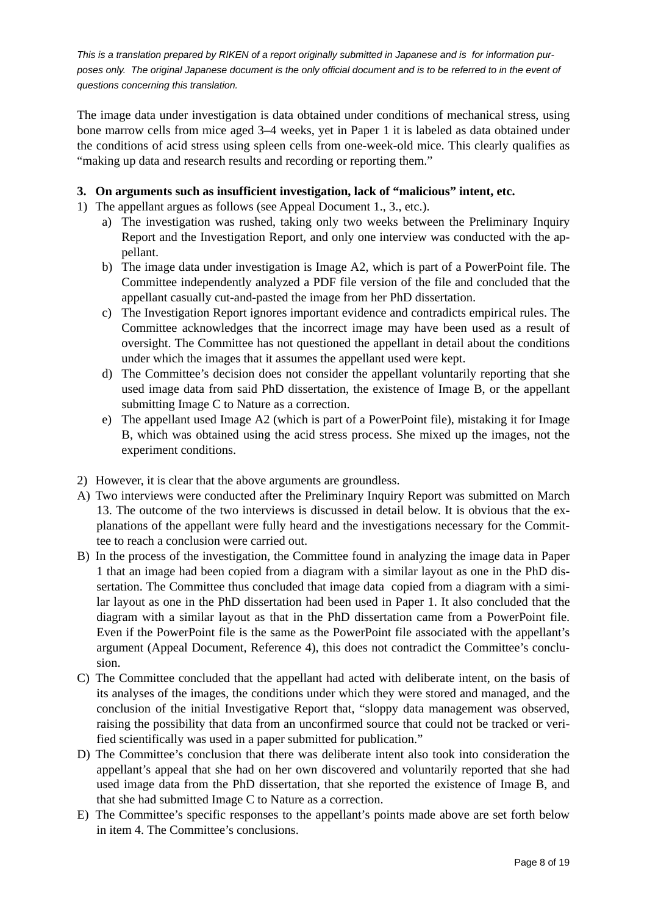*This is a translation prepared by RIKEN of a report originally submitted in Japanese and is for information purposes only. The original Japanese document is the only official document and is to be referred to in the event of questions concerning this translation.*

The image data under investigation is data obtained under conditions of mechanical stress, using bone marrow cells from mice aged 3–4 weeks, yet in Paper 1 it is labeled as data obtained under the conditions of acid stress using spleen cells from one-week-old mice. This clearly qualifies as "making up data and research results and recording or reporting them."

**3. On arguments such as insufficient investigation, lack of "malicious" intent, etc.**

1) The appellant argues as follows (see Appeal Document 1., 3., etc.).
   a) The investigation was rushed, taking only two weeks between the Preliminary Inquiry Report and the Investigation Report, and only one interview was conducted with the appellant.
   b) The image data under investigation is Image A2, which is part of a PowerPoint file. The Committee independently analyzed a PDF file version of the file and concluded that the appellant casually cut-and-pasted the image from her PhD dissertation.
   c) The Investigation Report ignores important evidence and contradicts empirical rules. The Committee acknowledges that the incorrect image may have been used as a result of oversight. The Committee has not questioned the appellant in detail about the conditions under which the images that it assumes the appellant used were kept.
   d) The Committee's decision does not consider the appellant voluntarily reporting that she used image data from said PhD dissertation, the existence of Image B, or the appellant submitting Image C to Nature as a correction.
   e) The appellant used Image A2 (which is part of a PowerPoint file), mistaking it for Image B, which was obtained using the acid stress process. She mixed up the images, not the experiment conditions.

2) However, it is clear that the above arguments are groundless.

A) Two interviews were conducted after the Preliminary Inquiry Report was submitted on March 13. The outcome of the two interviews is discussed in detail below. It is obvious that the explanations of the appellant were fully heard and the investigations necessary for the Committee to reach a conclusion were carried out.

B) In the process of the investigation, the Committee found in analyzing the image data in Paper 1 that an image had been copied from a diagram with a similar layout as one in the PhD dissertation. The Committee thus concluded that image data copied from a diagram with a similar layout as one in the PhD dissertation had been used in Paper 1. It also concluded that the diagram with a similar layout as that in the PhD dissertation came from a PowerPoint file. Even if the PowerPoint file is the same as the PowerPoint file associated with the appellant's argument (Appeal Document, Reference 4), this does not contradict the Committee's conclusion.

C) The Committee concluded that the appellant had acted with deliberate intent, on the basis of its analyses of the images, the conditions under which they were stored and managed, and the conclusion of the initial Investigative Report that, "sloppy data management was observed, raising the possibility that data from an unconfirmed source that could not be tracked or verified scientifically was used in a paper submitted for publication."

D) The Committee's conclusion that there was deliberate intent also took into consideration the appellant's appeal that she had on her own discovered and voluntarily reported that she had used image data from the PhD dissertation, that she reported the existence of Image B, and that she had submitted Image C to Nature as a correction.

E) The Committee's specific responses to the appellant's points made above are set forth below in item 4. The Committee's conclusions.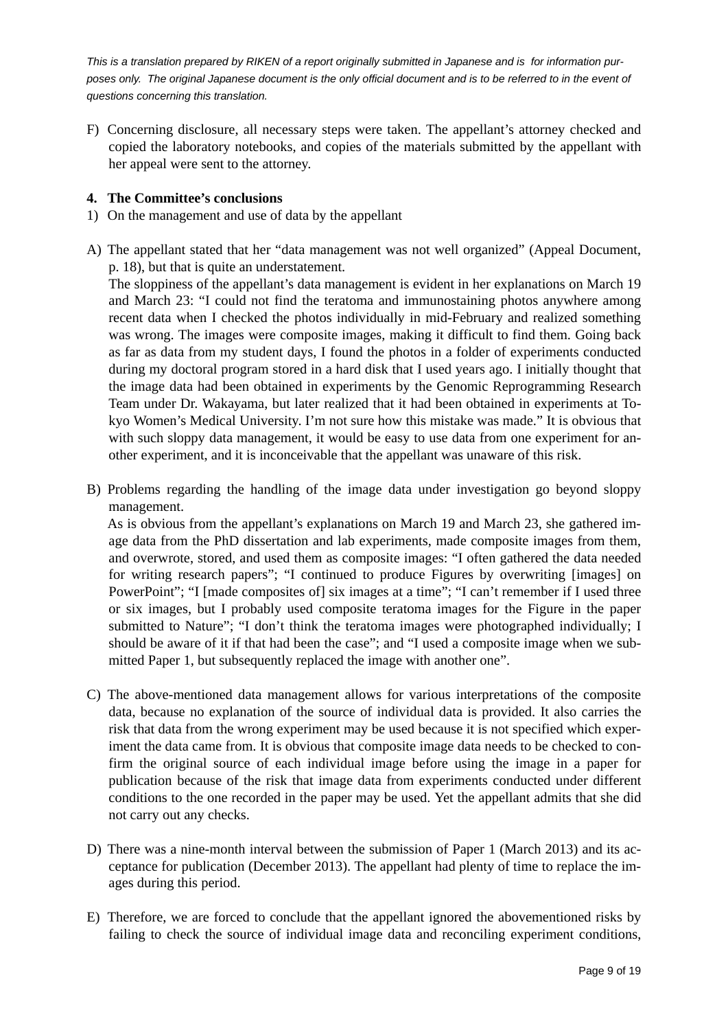*This is a translation prepared by RIKEN of a report originally submitted in Japanese and is for information purposes only. The original Japanese document is the only official document and is to be referred to in the event of questions concerning this translation.*

F) Concerning disclosure, all necessary steps were taken. The appellant's attorney checked and copied the laboratory notebooks, and copies of the materials submitted by the appellant with her appeal were sent to the attorney.

**4. The Committee's conclusions**

1) On the management and use of data by the appellant

A) The appellant stated that her "data management was not well organized" (Appeal Document, p. 18), but that is quite an understatement.
The sloppiness of the appellant's data management is evident in her explanations on March 19 and March 23: "I could not find the teratoma and immunostaining photos anywhere among recent data when I checked the photos individually in mid-February and realized something was wrong. The images were composite images, making it difficult to find them. Going back as far as data from my student days, I found the photos in a folder of experiments conducted during my doctoral program stored in a hard disk that I used years ago. I initially thought that the image data had been obtained in experiments by the Genomic Reprogramming Research Team under Dr. Wakayama, but later realized that it had been obtained in experiments at Tokyo Women's Medical University. I'm not sure how this mistake was made." It is obvious that with such sloppy data management, it would be easy to use data from one experiment for another experiment, and it is inconceivable that the appellant was unaware of this risk.

B) Problems regarding the handling of the image data under investigation go beyond sloppy management.
As is obvious from the appellant's explanations on March 19 and March 23, she gathered image data from the PhD dissertation and lab experiments, made composite images from them, and overwrote, stored, and used them as composite images: "I often gathered the data needed for writing research papers"; "I continued to produce Figures by overwriting [images] on PowerPoint"; "I [made composites of] six images at a time"; "I can't remember if I used three or six images, but I probably used composite teratoma images for the Figure in the paper submitted to Nature"; "I don't think the teratoma images were photographed individually; I should be aware of it if that had been the case"; and "I used a composite image when we submitted Paper 1, but subsequently replaced the image with another one".

C) The above-mentioned data management allows for various interpretations of the composite data, because no explanation of the source of individual data is provided. It also carries the risk that data from the wrong experiment may be used because it is not specified which experiment the data came from. It is obvious that composite image data needs to be checked to confirm the original source of each individual image before using the image in a paper for publication because of the risk that image data from experiments conducted under different conditions to the one recorded in the paper may be used. Yet the appellant admits that she did not carry out any checks.

D) There was a nine-month interval between the submission of Paper 1 (March 2013) and its acceptance for publication (December 2013). The appellant had plenty of time to replace the images during this period.

E) Therefore, we are forced to conclude that the appellant ignored the abovementioned risks by failing to check the source of individual image data and reconciling experiment conditions,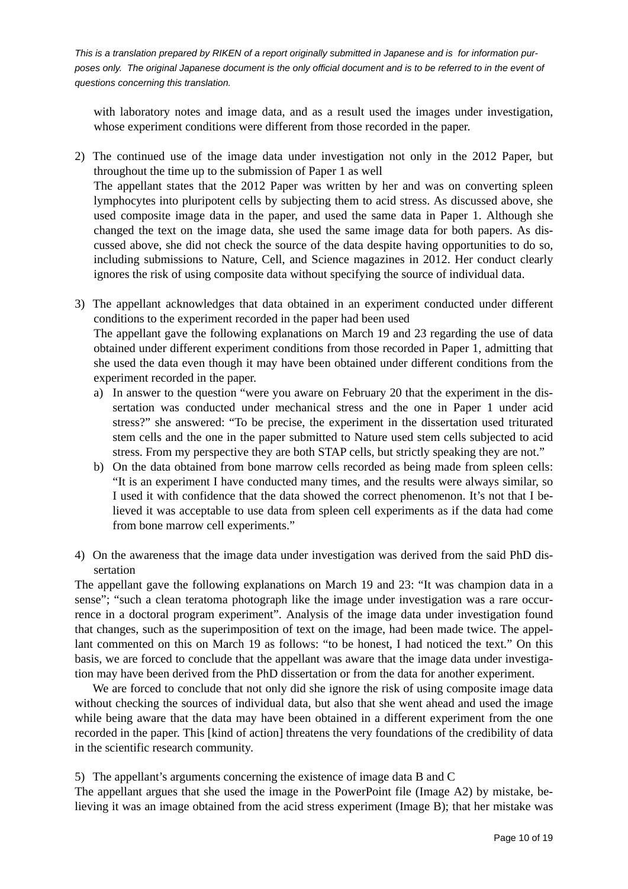*This is a translation prepared by RIKEN of a report originally submitted in Japanese and is for information purposes only. The original Japanese document is the only official document and is to be referred to in the event of questions concerning this translation.*

with laboratory notes and image data, and as a result used the images under investigation, whose experiment conditions were different from those recorded in the paper.

2) The continued use of the image data under investigation not only in the 2012 Paper, but throughout the time up to the submission of Paper 1 as well
   The appellant states that the 2012 Paper was written by her and was on converting spleen lymphocytes into pluripotent cells by subjecting them to acid stress. As discussed above, she used composite image data in the paper, and used the same data in Paper 1. Although she changed the text on the image data, she used the same image data for both papers. As discussed above, she did not check the source of the data despite having opportunities to do so, including submissions to Nature, Cell, and Science magazines in 2012. Her conduct clearly ignores the risk of using composite data without specifying the source of individual data.

3) The appellant acknowledges that data obtained in an experiment conducted under different conditions to the experiment recorded in the paper had been used
   The appellant gave the following explanations on March 19 and 23 regarding the use of data obtained under different experiment conditions from those recorded in Paper 1, admitting that she used the data even though it may have been obtained under different conditions from the experiment recorded in the paper.
   a) In answer to the question "were you aware on February 20 that the experiment in the dissertation was conducted under mechanical stress and the one in Paper 1 under acid stress?" she answered: "To be precise, the experiment in the dissertation used triturated stem cells and the one in the paper submitted to Nature used stem cells subjected to acid stress. From my perspective they are both STAP cells, but strictly speaking they are not."
   b) On the data obtained from bone marrow cells recorded as being made from spleen cells: "It is an experiment I have conducted many times, and the results were always similar, so I used it with confidence that the data showed the correct phenomenon. It's not that I believed it was acceptable to use data from spleen cell experiments as if the data had come from bone marrow cell experiments."

4) On the awareness that the image data under investigation was derived from the said PhD dissertation

The appellant gave the following explanations on March 19 and 23: "It was champion data in a sense"; "such a clean teratoma photograph like the image under investigation was a rare occurrence in a doctoral program experiment". Analysis of the image data under investigation found that changes, such as the superimposition of text on the image, had been made twice. The appellant commented on this on March 19 as follows: "to be honest, I had noticed the text." On this basis, we are forced to conclude that the appellant was aware that the image data under investigation may have been derived from the PhD dissertation or from the data for another experiment.

We are forced to conclude that not only did she ignore the risk of using composite image data without checking the sources of individual data, but also that she went ahead and used the image while being aware that the data may have been obtained in a different experiment from the one recorded in the paper. This [kind of action] threatens the very foundations of the credibility of data in the scientific research community.

5) The appellant's arguments concerning the existence of image data B and C

The appellant argues that she used the image in the PowerPoint file (Image A2) by mistake, believing it was an image obtained from the acid stress experiment (Image B); that her mistake was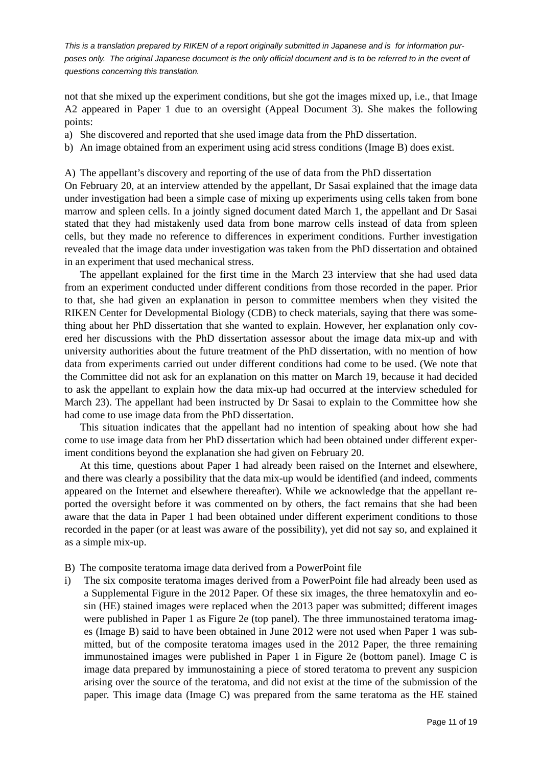*This is a translation prepared by RIKEN of a report originally submitted in Japanese and is for information purposes only. The original Japanese document is the only official document and is to be referred to in the event of questions concerning this translation.*

not that she mixed up the experiment conditions, but she got the images mixed up, i.e., that Image A2 appeared in Paper 1 due to an oversight (Appeal Document 3). She makes the following points:

a) She discovered and reported that she used image data from the PhD dissertation.
b) An image obtained from an experiment using acid stress conditions (Image B) does exist.

A) The appellant's discovery and reporting of the use of data from the PhD dissertation

On February 20, at an interview attended by the appellant, Dr Sasai explained that the image data under investigation had been a simple case of mixing up experiments using cells taken from bone marrow and spleen cells. In a jointly signed document dated March 1, the appellant and Dr Sasai stated that they had mistakenly used data from bone marrow cells instead of data from spleen cells, but they made no reference to differences in experiment conditions. Further investigation revealed that the image data under investigation was taken from the PhD dissertation and obtained in an experiment that used mechanical stress.

The appellant explained for the first time in the March 23 interview that she had used data from an experiment conducted under different conditions from those recorded in the paper. Prior to that, she had given an explanation in person to committee members when they visited the RIKEN Center for Developmental Biology (CDB) to check materials, saying that there was something about her PhD dissertation that she wanted to explain. However, her explanation only covered her discussions with the PhD dissertation assessor about the image data mix-up and with university authorities about the future treatment of the PhD dissertation, with no mention of how data from experiments carried out under different conditions had come to be used. (We note that the Committee did not ask for an explanation on this matter on March 19, because it had decided to ask the appellant to explain how the data mix-up had occurred at the interview scheduled for March 23). The appellant had been instructed by Dr Sasai to explain to the Committee how she had come to use image data from the PhD dissertation.

This situation indicates that the appellant had no intention of speaking about how she had come to use image data from her PhD dissertation which had been obtained under different experiment conditions beyond the explanation she had given on February 20.

At this time, questions about Paper 1 had already been raised on the Internet and elsewhere, and there was clearly a possibility that the data mix-up would be identified (and indeed, comments appeared on the Internet and elsewhere thereafter). While we acknowledge that the appellant reported the oversight before it was commented on by others, the fact remains that she had been aware that the data in Paper 1 had been obtained under different experiment conditions to those recorded in the paper (or at least was aware of the possibility), yet did not say so, and explained it as a simple mix-up.

B) The composite teratoma image data derived from a PowerPoint file

i) The six composite teratoma images derived from a PowerPoint file had already been used as a Supplemental Figure in the 2012 Paper. Of these six images, the three hematoxylin and eosin (HE) stained images were replaced when the 2013 paper was submitted; different images were published in Paper 1 as Figure 2e (top panel). The three immunostained teratoma images (Image B) said to have been obtained in June 2012 were not used when Paper 1 was submitted, but of the composite teratoma images used in the 2012 Paper, the three remaining immunostained images were published in Paper 1 in Figure 2e (bottom panel). Image C is image data prepared by immunostaining a piece of stored teratoma to prevent any suspicion arising over the source of the teratoma, and did not exist at the time of the submission of the paper. This image data (Image C) was prepared from the same teratoma as the HE stained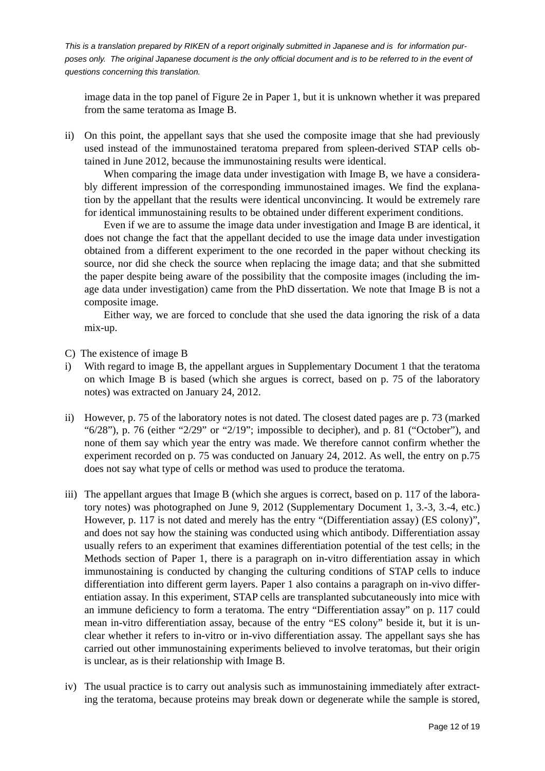*This is a translation prepared by RIKEN of a report originally submitted in Japanese and is for information purposes only. The original Japanese document is the only official document and is to be referred to in the event of questions concerning this translation.*

image data in the top panel of Figure 2e in Paper 1, but it is unknown whether it was prepared from the same teratoma as Image B.

ii) On this point, the appellant says that she used the composite image that she had previously used instead of the immunostained teratoma prepared from spleen-derived STAP cells obtained in June 2012, because the immunostaining results were identical.

When comparing the image data under investigation with Image B, we have a considerably different impression of the corresponding immunostained images. We find the explanation by the appellant that the results were identical unconvincing. It would be extremely rare for identical immunostaining results to be obtained under different experiment conditions.

Even if we are to assume the image data under investigation and Image B are identical, it does not change the fact that the appellant decided to use the image data under investigation obtained from a different experiment to the one recorded in the paper without checking its source, nor did she check the source when replacing the image data; and that she submitted the paper despite being aware of the possibility that the composite images (including the image data under investigation) came from the PhD dissertation. We note that Image B is not a composite image.

Either way, we are forced to conclude that she used the data ignoring the risk of a data mix-up.

C) The existence of image B

i) With regard to image B, the appellant argues in Supplementary Document 1 that the teratoma on which Image B is based (which she argues is correct, based on p. 75 of the laboratory notes) was extracted on January 24, 2012.

ii) However, p. 75 of the laboratory notes is not dated. The closest dated pages are p. 73 (marked "6/28"), p. 76 (either "2/29" or "2/19"; impossible to decipher), and p. 81 ("October"), and none of them say which year the entry was made. We therefore cannot confirm whether the experiment recorded on p. 75 was conducted on January 24, 2012. As well, the entry on p.75 does not say what type of cells or method was used to produce the teratoma.

iii) The appellant argues that Image B (which she argues is correct, based on p. 117 of the laboratory notes) was photographed on June 9, 2012 (Supplementary Document 1, 3.-3, 3.-4, etc.) However, p. 117 is not dated and merely has the entry "(Differentiation assay) (ES colony)", and does not say how the staining was conducted using which antibody. Differentiation assay usually refers to an experiment that examines differentiation potential of the test cells; in the Methods section of Paper 1, there is a paragraph on in-vitro differentiation assay in which immunostaining is conducted by changing the culturing conditions of STAP cells to induce differentiation into different germ layers. Paper 1 also contains a paragraph on in-vivo differentiation assay. In this experiment, STAP cells are transplanted subcutaneously into mice with an immune deficiency to form a teratoma. The entry "Differentiation assay" on p. 117 could mean in-vitro differentiation assay, because of the entry "ES colony" beside it, but it is unclear whether it refers to in-vitro or in-vivo differentiation assay. The appellant says she has carried out other immunostaining experiments believed to involve teratomas, but their origin is unclear, as is their relationship with Image B.

iv) The usual practice is to carry out analysis such as immunostaining immediately after extracting the teratoma, because proteins may break down or degenerate while the sample is stored,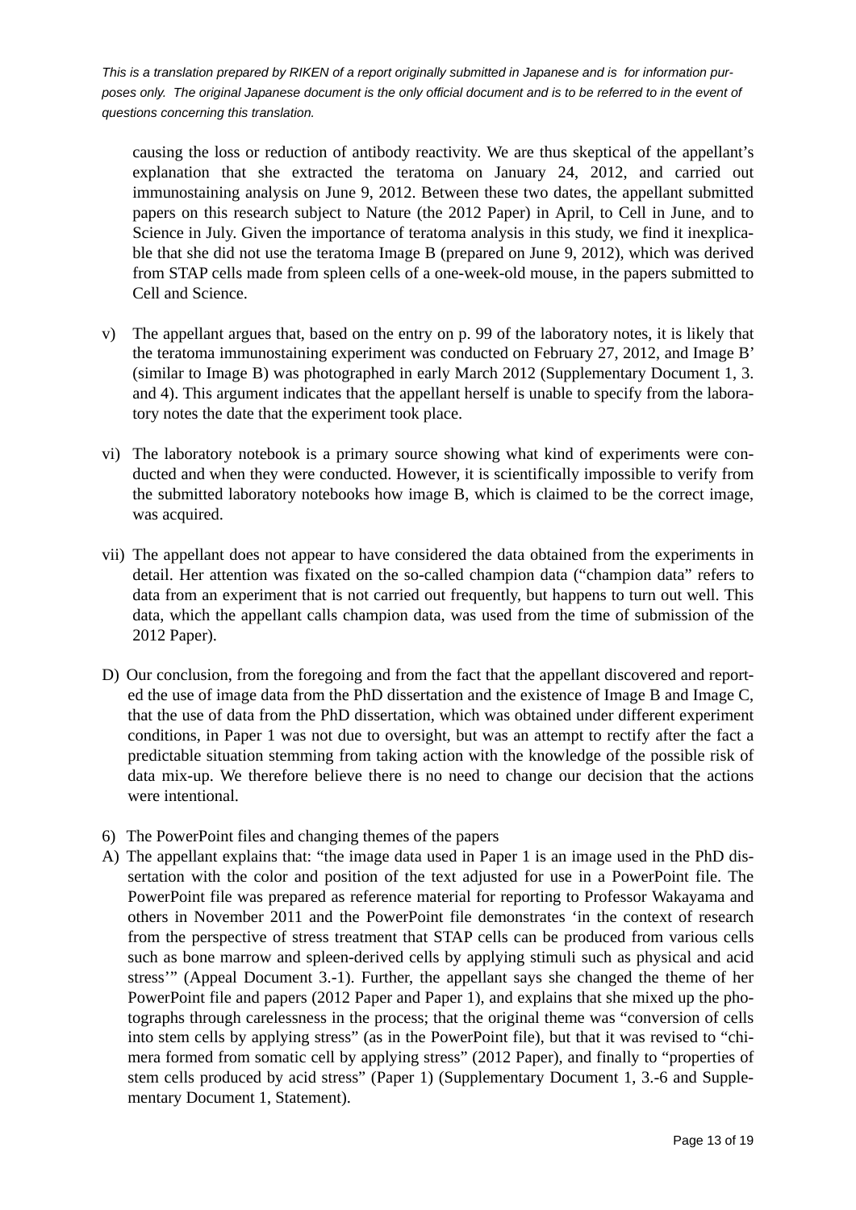*This is a translation prepared by RIKEN of a report originally submitted in Japanese and is for information purposes only. The original Japanese document is the only official document and is to be referred to in the event of questions concerning this translation.*

causing the loss or reduction of antibody reactivity. We are thus skeptical of the appellant's explanation that she extracted the teratoma on January 24, 2012, and carried out immunostaining analysis on June 9, 2012. Between these two dates, the appellant submitted papers on this research subject to Nature (the 2012 Paper) in April, to Cell in June, and to Science in July. Given the importance of teratoma analysis in this study, we find it inexplicable that she did not use the teratoma Image B (prepared on June 9, 2012), which was derived from STAP cells made from spleen cells of a one-week-old mouse, in the papers submitted to Cell and Science.

v) The appellant argues that, based on the entry on p. 99 of the laboratory notes, it is likely that the teratoma immunostaining experiment was conducted on February 27, 2012, and Image B' (similar to Image B) was photographed in early March 2012 (Supplementary Document 1, 3. and 4). This argument indicates that the appellant herself is unable to specify from the laboratory notes the date that the experiment took place.

vi) The laboratory notebook is a primary source showing what kind of experiments were conducted and when they were conducted. However, it is scientifically impossible to verify from the submitted laboratory notebooks how image B, which is claimed to be the correct image, was acquired.

vii) The appellant does not appear to have considered the data obtained from the experiments in detail. Her attention was fixated on the so-called champion data ("champion data" refers to data from an experiment that is not carried out frequently, but happens to turn out well. This data, which the appellant calls champion data, was used from the time of submission of the 2012 Paper).

D) Our conclusion, from the foregoing and from the fact that the appellant discovered and reported the use of image data from the PhD dissertation and the existence of Image B and Image C, that the use of data from the PhD dissertation, which was obtained under different experiment conditions, in Paper 1 was not due to oversight, but was an attempt to rectify after the fact a predictable situation stemming from taking action with the knowledge of the possible risk of data mix-up. We therefore believe there is no need to change our decision that the actions were intentional.

6) The PowerPoint files and changing themes of the papers

A) The appellant explains that: "the image data used in Paper 1 is an image used in the PhD dissertation with the color and position of the text adjusted for use in a PowerPoint file. The PowerPoint file was prepared as reference material for reporting to Professor Wakayama and others in November 2011 and the PowerPoint file demonstrates 'in the context of research from the perspective of stress treatment that STAP cells can be produced from various cells such as bone marrow and spleen-derived cells by applying stimuli such as physical and acid stress'" (Appeal Document 3.-1). Further, the appellant says she changed the theme of her PowerPoint file and papers (2012 Paper and Paper 1), and explains that she mixed up the photographs through carelessness in the process; that the original theme was "conversion of cells into stem cells by applying stress" (as in the PowerPoint file), but that it was revised to "chimera formed from somatic cell by applying stress" (2012 Paper), and finally to "properties of stem cells produced by acid stress" (Paper 1) (Supplementary Document 1, 3.-6 and Supplementary Document 1, Statement).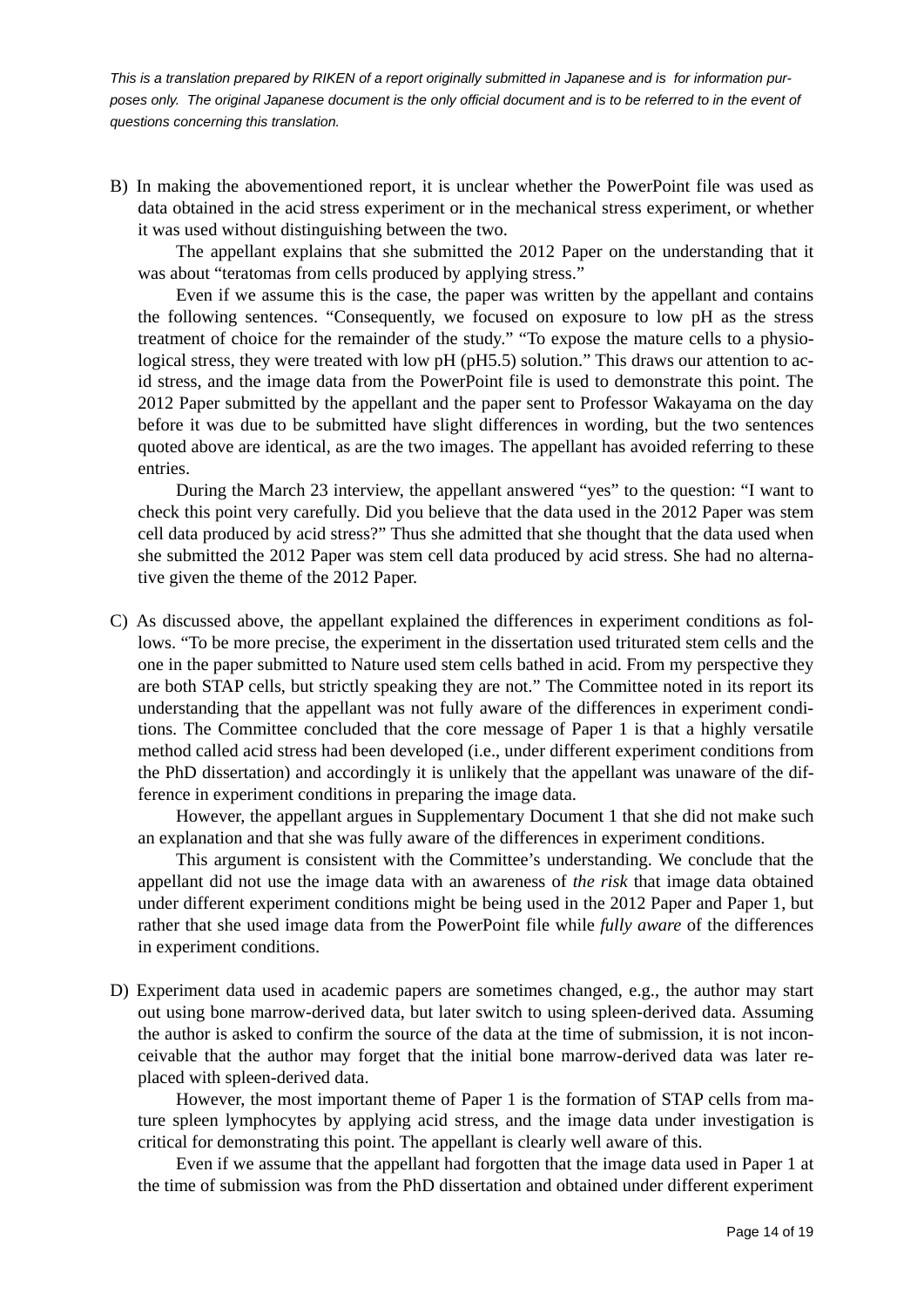*This is a translation prepared by RIKEN of a report originally submitted in Japanese and is for information purposes only. The original Japanese document is the only official document and is to be referred to in the event of questions concerning this translation.*

B) In making the abovementioned report, it is unclear whether the PowerPoint file was used as data obtained in the acid stress experiment or in the mechanical stress experiment, or whether it was used without distinguishing between the two.

The appellant explains that she submitted the 2012 Paper on the understanding that it was about "teratomas from cells produced by applying stress."

Even if we assume this is the case, the paper was written by the appellant and contains the following sentences. "Consequently, we focused on exposure to low pH as the stress treatment of choice for the remainder of the study." "To expose the mature cells to a physiological stress, they were treated with low pH (pH5.5) solution." This draws our attention to acid stress, and the image data from the PowerPoint file is used to demonstrate this point. The 2012 Paper submitted by the appellant and the paper sent to Professor Wakayama on the day before it was due to be submitted have slight differences in wording, but the two sentences quoted above are identical, as are the two images. The appellant has avoided referring to these entries.

During the March 23 interview, the appellant answered "yes" to the question: "I want to check this point very carefully. Did you believe that the data used in the 2012 Paper was stem cell data produced by acid stress?" Thus she admitted that she thought that the data used when she submitted the 2012 Paper was stem cell data produced by acid stress. She had no alternative given the theme of the 2012 Paper.

C) As discussed above, the appellant explained the differences in experiment conditions as follows. "To be more precise, the experiment in the dissertation used triturated stem cells and the one in the paper submitted to Nature used stem cells bathed in acid. From my perspective they are both STAP cells, but strictly speaking they are not." The Committee noted in its report its understanding that the appellant was not fully aware of the differences in experiment conditions. The Committee concluded that the core message of Paper 1 is that a highly versatile method called acid stress had been developed (i.e., under different experiment conditions from the PhD dissertation) and accordingly it is unlikely that the appellant was unaware of the difference in experiment conditions in preparing the image data.

However, the appellant argues in Supplementary Document 1 that she did not make such an explanation and that she was fully aware of the differences in experiment conditions.

This argument is consistent with the Committee's understanding. We conclude that the appellant did not use the image data with an awareness of *the risk* that image data obtained under different experiment conditions might be being used in the 2012 Paper and Paper 1, but rather that she used image data from the PowerPoint file while *fully aware* of the differences in experiment conditions.

D) Experiment data used in academic papers are sometimes changed, e.g., the author may start out using bone marrow-derived data, but later switch to using spleen-derived data. Assuming the author is asked to confirm the source of the data at the time of submission, it is not inconceivable that the author may forget that the initial bone marrow-derived data was later replaced with spleen-derived data.

However, the most important theme of Paper 1 is the formation of STAP cells from mature spleen lymphocytes by applying acid stress, and the image data under investigation is critical for demonstrating this point. The appellant is clearly well aware of this.

Even if we assume that the appellant had forgotten that the image data used in Paper 1 at the time of submission was from the PhD dissertation and obtained under different experiment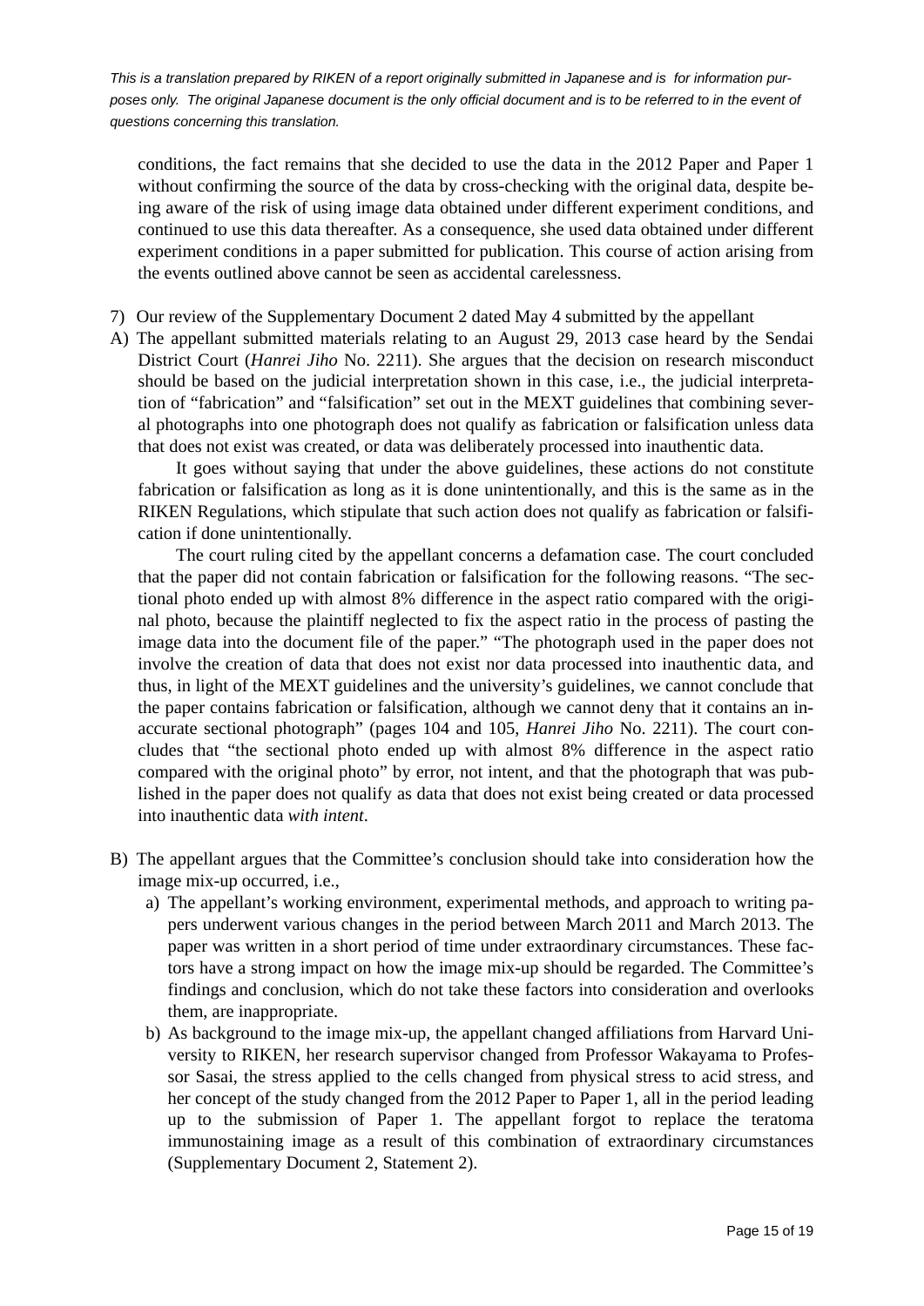*This is a translation prepared by RIKEN of a report originally submitted in Japanese and is for information purposes only. The original Japanese document is the only official document and is to be referred to in the event of questions concerning this translation.*

conditions, the fact remains that she decided to use the data in the 2012 Paper and Paper 1 without confirming the source of the data by cross-checking with the original data, despite being aware of the risk of using image data obtained under different experiment conditions, and continued to use this data thereafter. As a consequence, she used data obtained under different experiment conditions in a paper submitted for publication. This course of action arising from the events outlined above cannot be seen as accidental carelessness.

7) Our review of the Supplementary Document 2 dated May 4 submitted by the appellant

A) The appellant submitted materials relating to an August 29, 2013 case heard by the Sendai District Court (*Hanrei Jiho* No. 2211). She argues that the decision on research misconduct should be based on the judicial interpretation shown in this case, i.e., the judicial interpretation of "fabrication" and "falsification" set out in the MEXT guidelines that combining several photographs into one photograph does not qualify as fabrication or falsification unless data that does not exist was created, or data was deliberately processed into inauthentic data.

It goes without saying that under the above guidelines, these actions do not constitute fabrication or falsification as long as it is done unintentionally, and this is the same as in the RIKEN Regulations, which stipulate that such action does not qualify as fabrication or falsification if done unintentionally.

The court ruling cited by the appellant concerns a defamation case. The court concluded that the paper did not contain fabrication or falsification for the following reasons. "The sectional photo ended up with almost 8% difference in the aspect ratio compared with the original photo, because the plaintiff neglected to fix the aspect ratio in the process of pasting the image data into the document file of the paper." "The photograph used in the paper does not involve the creation of data that does not exist nor data processed into inauthentic data, and thus, in light of the MEXT guidelines and the university's guidelines, we cannot conclude that the paper contains fabrication or falsification, although we cannot deny that it contains an inaccurate sectional photograph" (pages 104 and 105, *Hanrei Jiho* No. 2211). The court concludes that "the sectional photo ended up with almost 8% difference in the aspect ratio compared with the original photo" by error, not intent, and that the photograph that was published in the paper does not qualify as data that does not exist being created or data processed into inauthentic data *with intent*.

B) The appellant argues that the Committee's conclusion should take into consideration how the image mix-up occurred, i.e.,

a) The appellant's working environment, experimental methods, and approach to writing papers underwent various changes in the period between March 2011 and March 2013. The paper was written in a short period of time under extraordinary circumstances. These factors have a strong impact on how the image mix-up should be regarded. The Committee's findings and conclusion, which do not take these factors into consideration and overlooks them, are inappropriate.

b) As background to the image mix-up, the appellant changed affiliations from Harvard University to RIKEN, her research supervisor changed from Professor Wakayama to Professor Sasai, the stress applied to the cells changed from physical stress to acid stress, and her concept of the study changed from the 2012 Paper to Paper 1, all in the period leading up to the submission of Paper 1. The appellant forgot to replace the teratoma immunostaining image as a result of this combination of extraordinary circumstances (Supplementary Document 2, Statement 2).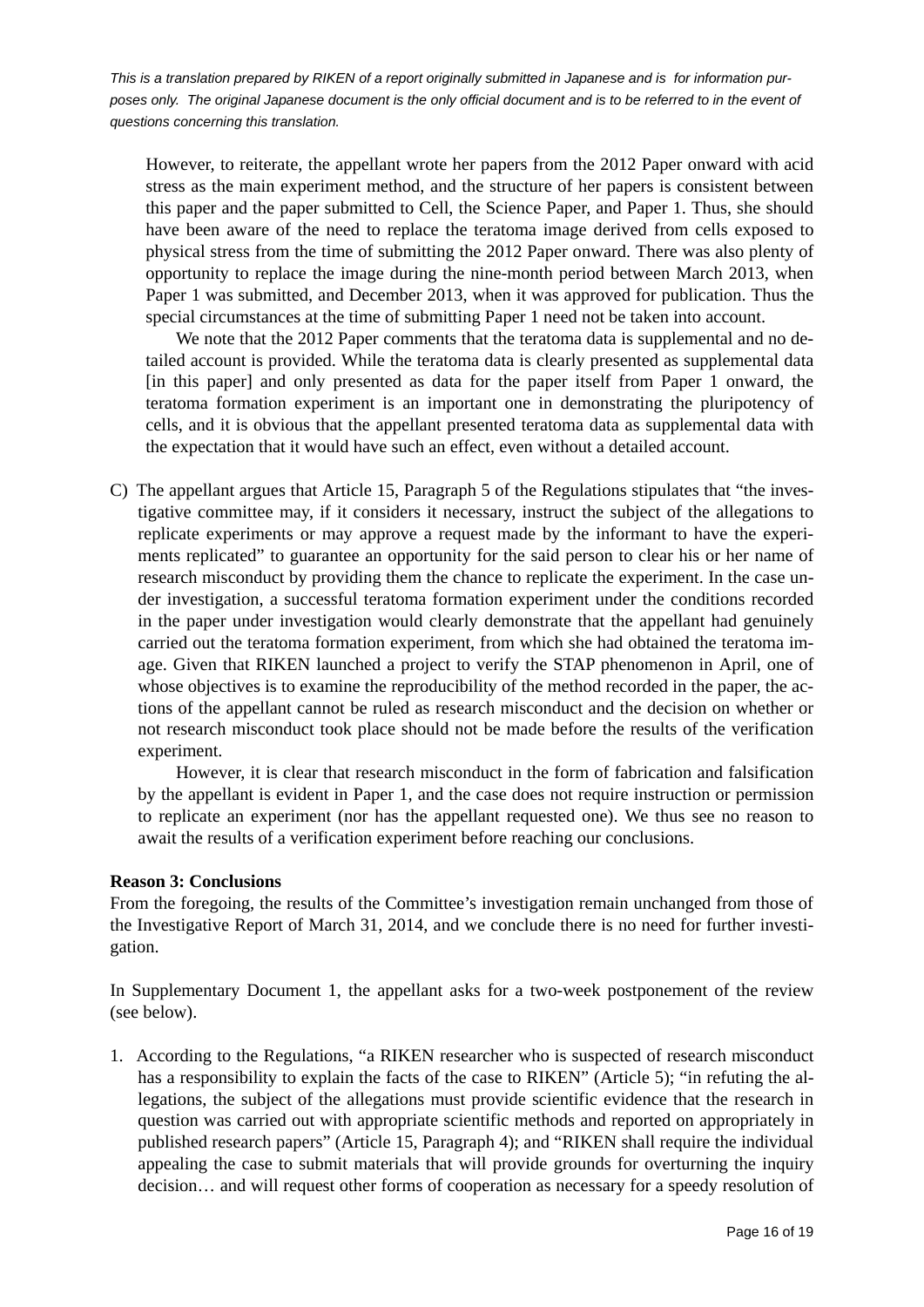*This is a translation prepared by RIKEN of a report originally submitted in Japanese and is for information purposes only. The original Japanese document is the only official document and is to be referred to in the event of questions concerning this translation.*

However, to reiterate, the appellant wrote her papers from the 2012 Paper onward with acid stress as the main experiment method, and the structure of her papers is consistent between this paper and the paper submitted to Cell, the Science Paper, and Paper 1. Thus, she should have been aware of the need to replace the teratoma image derived from cells exposed to physical stress from the time of submitting the 2012 Paper onward. There was also plenty of opportunity to replace the image during the nine-month period between March 2013, when Paper 1 was submitted, and December 2013, when it was approved for publication. Thus the special circumstances at the time of submitting Paper 1 need not be taken into account.

We note that the 2012 Paper comments that the teratoma data is supplemental and no detailed account is provided. While the teratoma data is clearly presented as supplemental data [in this paper] and only presented as data for the paper itself from Paper 1 onward, the teratoma formation experiment is an important one in demonstrating the pluripotency of cells, and it is obvious that the appellant presented teratoma data as supplemental data with the expectation that it would have such an effect, even without a detailed account.

C) The appellant argues that Article 15, Paragraph 5 of the Regulations stipulates that "the investigative committee may, if it considers it necessary, instruct the subject of the allegations to replicate experiments or may approve a request made by the informant to have the experiments replicated" to guarantee an opportunity for the said person to clear his or her name of research misconduct by providing them the chance to replicate the experiment. In the case under investigation, a successful teratoma formation experiment under the conditions recorded in the paper under investigation would clearly demonstrate that the appellant had genuinely carried out the teratoma formation experiment, from which she had obtained the teratoma image. Given that RIKEN launched a project to verify the STAP phenomenon in April, one of whose objectives is to examine the reproducibility of the method recorded in the paper, the actions of the appellant cannot be ruled as research misconduct and the decision on whether or not research misconduct took place should not be made before the results of the verification experiment.

However, it is clear that research misconduct in the form of fabrication and falsification by the appellant is evident in Paper 1, and the case does not require instruction or permission to replicate an experiment (nor has the appellant requested one). We thus see no reason to await the results of a verification experiment before reaching our conclusions.

**Reason 3: Conclusions**

From the foregoing, the results of the Committee's investigation remain unchanged from those of the Investigative Report of March 31, 2014, and we conclude there is no need for further investigation.

In Supplementary Document 1, the appellant asks for a two-week postponement of the review (see below).

1. According to the Regulations, "a RIKEN researcher who is suspected of research misconduct has a responsibility to explain the facts of the case to RIKEN" (Article 5); "in refuting the allegations, the subject of the allegations must provide scientific evidence that the research in question was carried out with appropriate scientific methods and reported on appropriately in published research papers" (Article 15, Paragraph 4); and "RIKEN shall require the individual appealing the case to submit materials that will provide grounds for overturning the inquiry decision… and will request other forms of cooperation as necessary for a speedy resolution of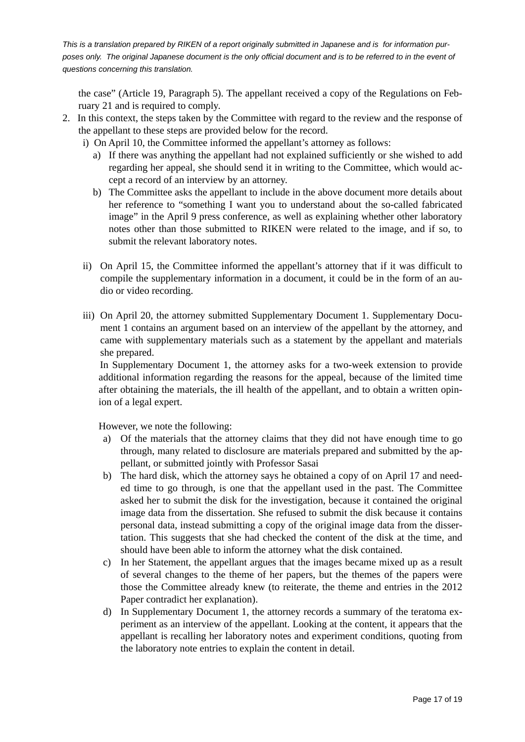*This is a translation prepared by RIKEN of a report originally submitted in Japanese and is for information purposes only. The original Japanese document is the only official document and is to be referred to in the event of questions concerning this translation.*

the case" (Article 19, Paragraph 5). The appellant received a copy of the Regulations on February 21 and is required to comply.

2. In this context, the steps taken by the Committee with regard to the review and the response of the appellant to these steps are provided below for the record.

   i) On April 10, the Committee informed the appellant's attorney as follows:

      a) If there was anything the appellant had not explained sufficiently or she wished to add regarding her appeal, she should send it in writing to the Committee, which would accept a record of an interview by an attorney.

      b) The Committee asks the appellant to include in the above document more details about her reference to "something I want you to understand about the so-called fabricated image" in the April 9 press conference, as well as explaining whether other laboratory notes other than those submitted to RIKEN were related to the image, and if so, to submit the relevant laboratory notes.

   ii) On April 15, the Committee informed the appellant's attorney that if it was difficult to compile the supplementary information in a document, it could be in the form of an audio or video recording.

   iii) On April 20, the attorney submitted Supplementary Document 1. Supplementary Document 1 contains an argument based on an interview of the appellant by the attorney, and came with supplementary materials such as a statement by the appellant and materials she prepared.

      In Supplementary Document 1, the attorney asks for a two-week extension to provide additional information regarding the reasons for the appeal, because of the limited time after obtaining the materials, the ill health of the appellant, and to obtain a written opinion of a legal expert.

      However, we note the following:

      a) Of the materials that the attorney claims that they did not have enough time to go through, many related to disclosure are materials prepared and submitted by the appellant, or submitted jointly with Professor Sasai

      b) The hard disk, which the attorney says he obtained a copy of on April 17 and needed time to go through, is one that the appellant used in the past. The Committee asked her to submit the disk for the investigation, because it contained the original image data from the dissertation. She refused to submit the disk because it contains personal data, instead submitting a copy of the original image data from the dissertation. This suggests that she had checked the content of the disk at the time, and should have been able to inform the attorney what the disk contained.

      c) In her Statement, the appellant argues that the images became mixed up as a result of several changes to the theme of her papers, but the themes of the papers were those the Committee already knew (to reiterate, the theme and entries in the 2012 Paper contradict her explanation).

      d) In Supplementary Document 1, the attorney records a summary of the teratoma experiment as an interview of the appellant. Looking at the content, it appears that the appellant is recalling her laboratory notes and experiment conditions, quoting from the laboratory note entries to explain the content in detail.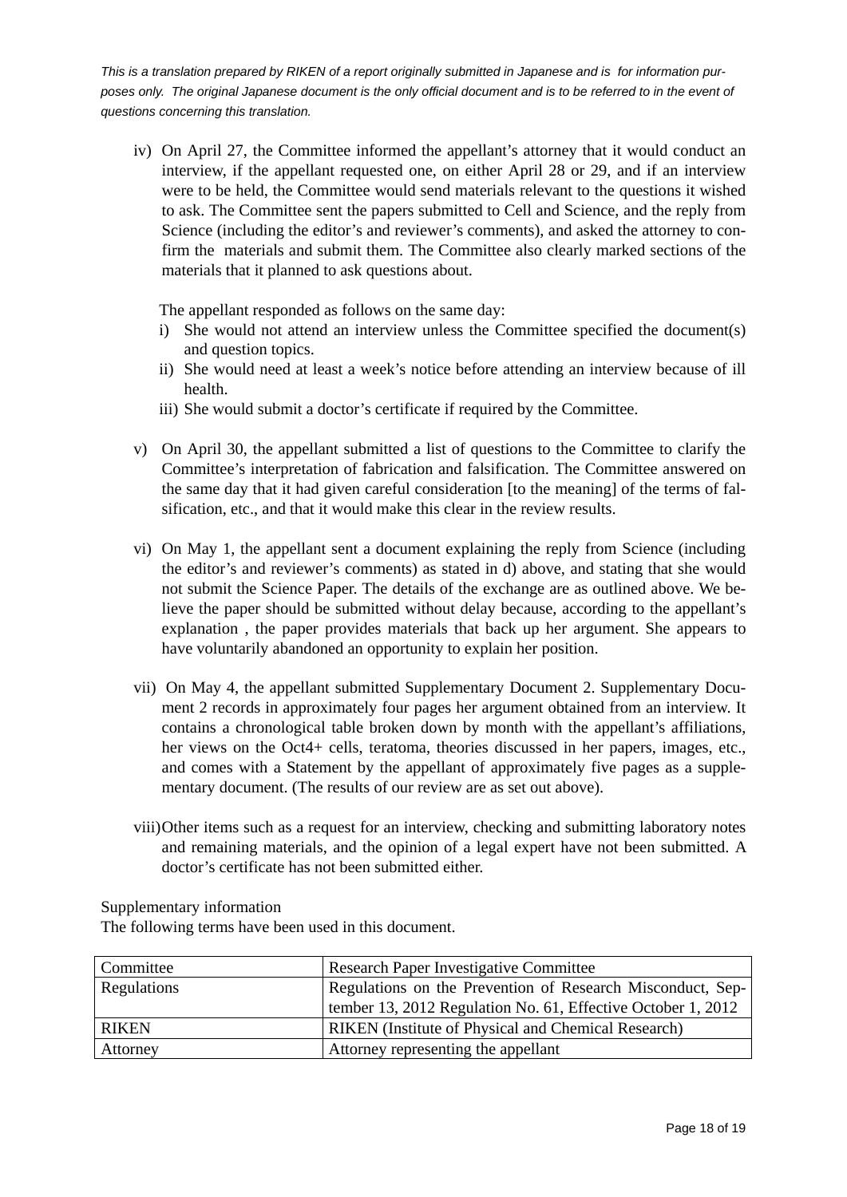*This is a translation prepared by RIKEN of a report originally submitted in Japanese and is for information purposes only. The original Japanese document is the only official document and is to be referred to in the event of questions concerning this translation.*

iv) On April 27, the Committee informed the appellant's attorney that it would conduct an interview, if the appellant requested one, on either April 28 or 29, and if an interview were to be held, the Committee would send materials relevant to the questions it wished to ask. The Committee sent the papers submitted to Cell and Science, and the reply from Science (including the editor's and reviewer's comments), and asked the attorney to confirm the materials and submit them. The Committee also clearly marked sections of the materials that it planned to ask questions about.

The appellant responded as follows on the same day:

i) She would not attend an interview unless the Committee specified the document(s) and question topics.
ii) She would need at least a week's notice before attending an interview because of ill health.
iii) She would submit a doctor's certificate if required by the Committee.

v) On April 30, the appellant submitted a list of questions to the Committee to clarify the Committee's interpretation of fabrication and falsification. The Committee answered on the same day that it had given careful consideration [to the meaning] of the terms of falsification, etc., and that it would make this clear in the review results.

vi) On May 1, the appellant sent a document explaining the reply from Science (including the editor's and reviewer's comments) as stated in d) above, and stating that she would not submit the Science Paper. The details of the exchange are as outlined above. We believe the paper should be submitted without delay because, according to the appellant's explanation , the paper provides materials that back up her argument. She appears to have voluntarily abandoned an opportunity to explain her position.

vii) On May 4, the appellant submitted Supplementary Document 2. Supplementary Document 2 records in approximately four pages her argument obtained from an interview. It contains a chronological table broken down by month with the appellant's affiliations, her views on the Oct4+ cells, teratoma, theories discussed in her papers, images, etc., and comes with a Statement by the appellant of approximately five pages as a supplementary document. (The results of our review are as set out above).

viii) Other items such as a request for an interview, checking and submitting laboratory notes and remaining materials, and the opinion of a legal expert have not been submitted. A doctor's certificate has not been submitted either.

Supplementary information

The following terms have been used in this document.

| Committee | Research Paper Investigative Committee |
|---|---|
| Regulations | Regulations on the Prevention of Research Misconduct, September 13, 2012 Regulation No. 61, Effective October 1, 2012 |
| RIKEN | RIKEN (Institute of Physical and Chemical Research) |
| Attorney | Attorney representing the appellant |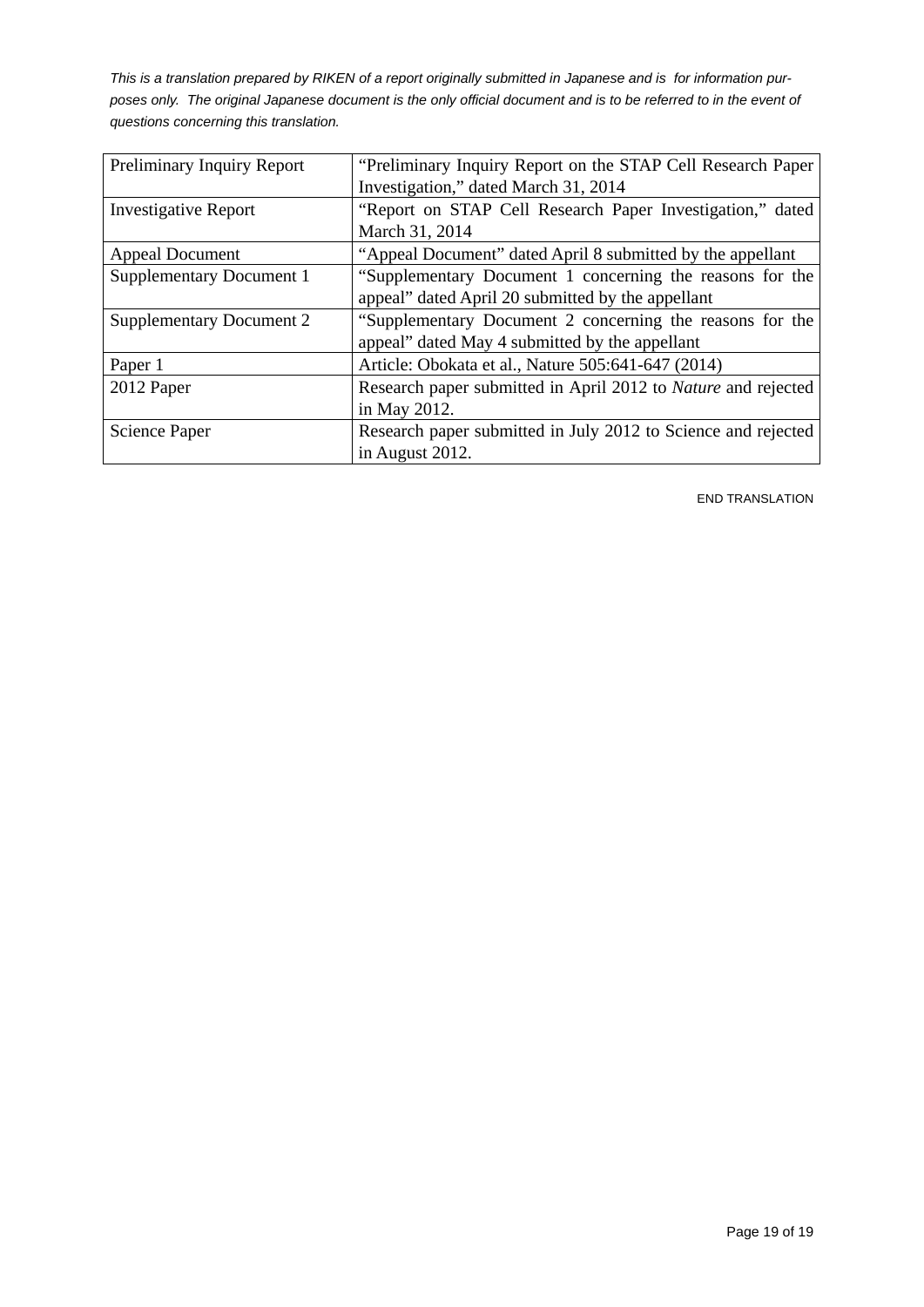*This is a translation prepared by RIKEN of a report originally submitted in Japanese and is for information purposes only. The original Japanese document is the only official document and is to be referred to in the event of questions concerning this translation.*

| | |
|---|---|
| Preliminary Inquiry Report | "Preliminary Inquiry Report on the STAP Cell Research Paper Investigation," dated March 31, 2014 |
| Investigative Report | "Report on STAP Cell Research Paper Investigation," dated March 31, 2014 |
| Appeal Document | "Appeal Document" dated April 8 submitted by the appellant |
| Supplementary Document 1 | "Supplementary Document 1 concerning the reasons for the appeal" dated April 20 submitted by the appellant |
| Supplementary Document 2 | "Supplementary Document 2 concerning the reasons for the appeal" dated May 4 submitted by the appellant |
| Paper 1 | Article: Obokata et al., Nature 505:641-647 (2014) |
| 2012 Paper | Research paper submitted in April 2012 to *Nature* and rejected in May 2012. |
| Science Paper | Research paper submitted in July 2012 to Science and rejected in August 2012. |

END TRANSLATION